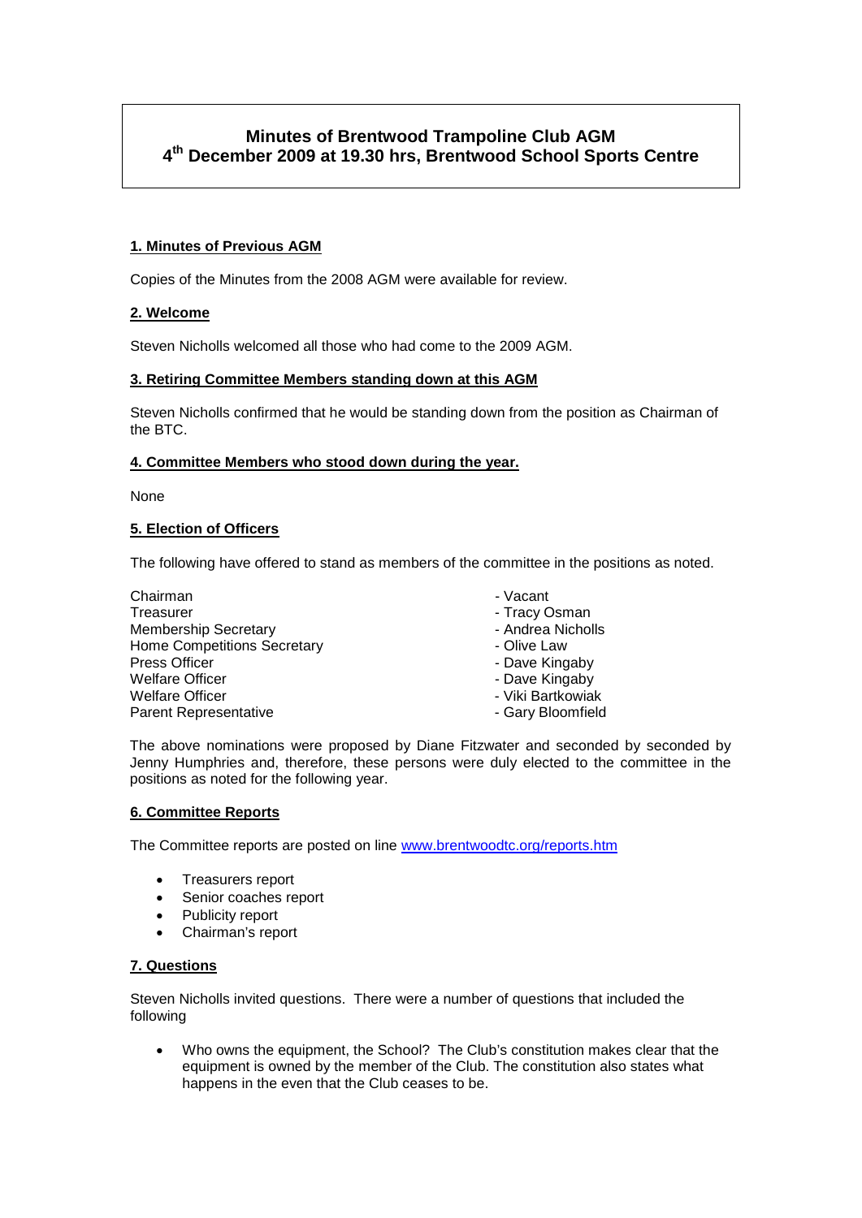# Minutes of Brentwood Trampoline Club AGM
## 4th December 2009 at 19.30 hrs, Brentwood School Sports Centre

**1. Minutes of Previous AGM**

Copies of the Minutes from the 2008 AGM were available for review.

**2. Welcome**

Steven Nicholls welcomed all those who had come to the 2009 AGM.

**3. Retiring Committee Members standing down at this AGM**

Steven Nicholls confirmed that he would be standing down from the position as Chairman of the BTC.

**4. Committee Members who stood down during the year.**

None

**5. Election of Officers**

The following have offered to stand as members of the committee in the positions as noted.

| | |
|---|---|
| Chairman | - Vacant |
| Treasurer | - Tracy Osman |
| Membership Secretary | - Andrea Nicholls |
| Home Competitions Secretary | - Olive Law |
| Press Officer | - Dave Kingaby |
| Welfare Officer | - Dave Kingaby |
| Welfare Officer | - Viki Bartkowiak |
| Parent Representative | - Gary Bloomfield |

The above nominations were proposed by Diane Fitzwater and seconded by seconded by Jenny Humphries and, therefore, these persons were duly elected to the committee in the positions as noted for the following year.

**6. Committee Reports**

The Committee reports are posted on line www.brentwoodtc.org/reports.htm

- Treasurers report
- Senior coaches report
- Publicity report
- Chairman's report

**7. Questions**

Steven Nicholls invited questions. There were a number of questions that included the following

- Who owns the equipment, the School? The Club's constitution makes clear that the equipment is owned by the member of the Club. The constitution also states what happens in the even that the Club ceases to be.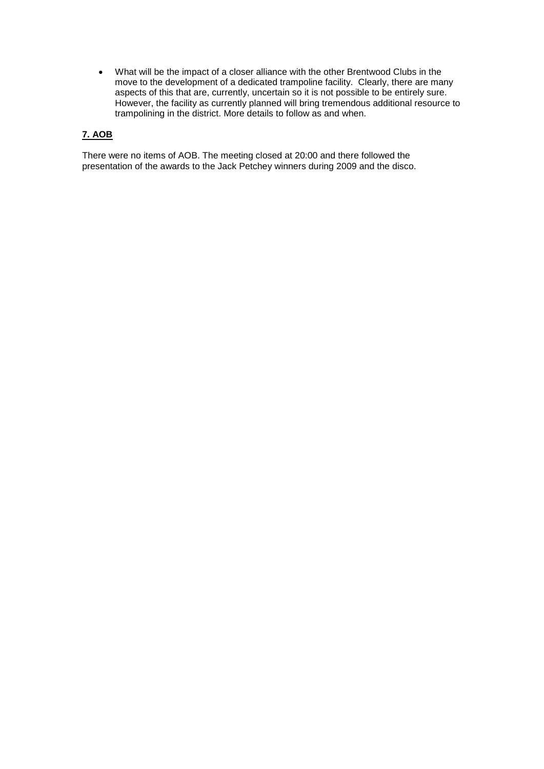- What will be the impact of a closer alliance with the other Brentwood Clubs in the move to the development of a dedicated trampoline facility. Clearly, there are many aspects of this that are, currently, uncertain so it is not possible to be entirely sure. However, the facility as currently planned will bring tremendous additional resource to trampolining in the district. More details to follow as and when.

## 7. AOB

There were no items of AOB. The meeting closed at 20:00 and there followed the presentation of the awards to the Jack Petchey winners during 2009 and the disco.